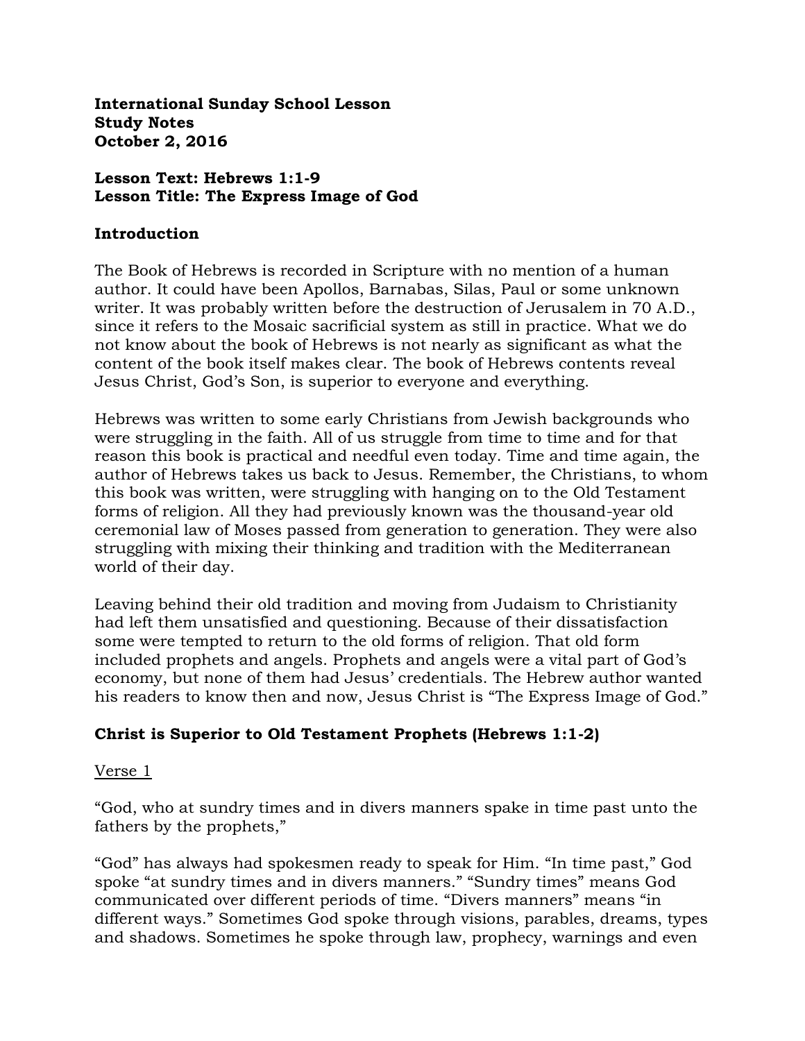**International Sunday School Lesson**
**Study Notes**
**October 2, 2016**

**Lesson Text: Hebrews 1:1-9**
**Lesson Title: The Express Image of God**

## Introduction

The Book of Hebrews is recorded in Scripture with no mention of a human author. It could have been Apollos, Barnabas, Silas, Paul or some unknown writer. It was probably written before the destruction of Jerusalem in 70 A.D., since it refers to the Mosaic sacrificial system as still in practice. What we do not know about the book of Hebrews is not nearly as significant as what the content of the book itself makes clear. The book of Hebrews contents reveal Jesus Christ, God's Son, is superior to everyone and everything.

Hebrews was written to some early Christians from Jewish backgrounds who were struggling in the faith. All of us struggle from time to time and for that reason this book is practical and needful even today. Time and time again, the author of Hebrews takes us back to Jesus. Remember, the Christians, to whom this book was written, were struggling with hanging on to the Old Testament forms of religion. All they had previously known was the thousand-year old ceremonial law of Moses passed from generation to generation. They were also struggling with mixing their thinking and tradition with the Mediterranean world of their day.

Leaving behind their old tradition and moving from Judaism to Christianity had left them unsatisfied and questioning. Because of their dissatisfaction some were tempted to return to the old forms of religion. That old form included prophets and angels. Prophets and angels were a vital part of God's economy, but none of them had Jesus' credentials. The Hebrew author wanted his readers to know then and now, Jesus Christ is "The Express Image of God."

## Christ is Superior to Old Testament Prophets (Hebrews 1:1-2)

<u>Verse 1</u>

"God, who at sundry times and in divers manners spake in time past unto the fathers by the prophets,"

"God" has always had spokesmen ready to speak for Him. "In time past," God spoke "at sundry times and in divers manners." "Sundry times" means God communicated over different periods of time. "Divers manners" means "in different ways." Sometimes God spoke through visions, parables, dreams, types and shadows. Sometimes he spoke through law, prophecy, warnings and even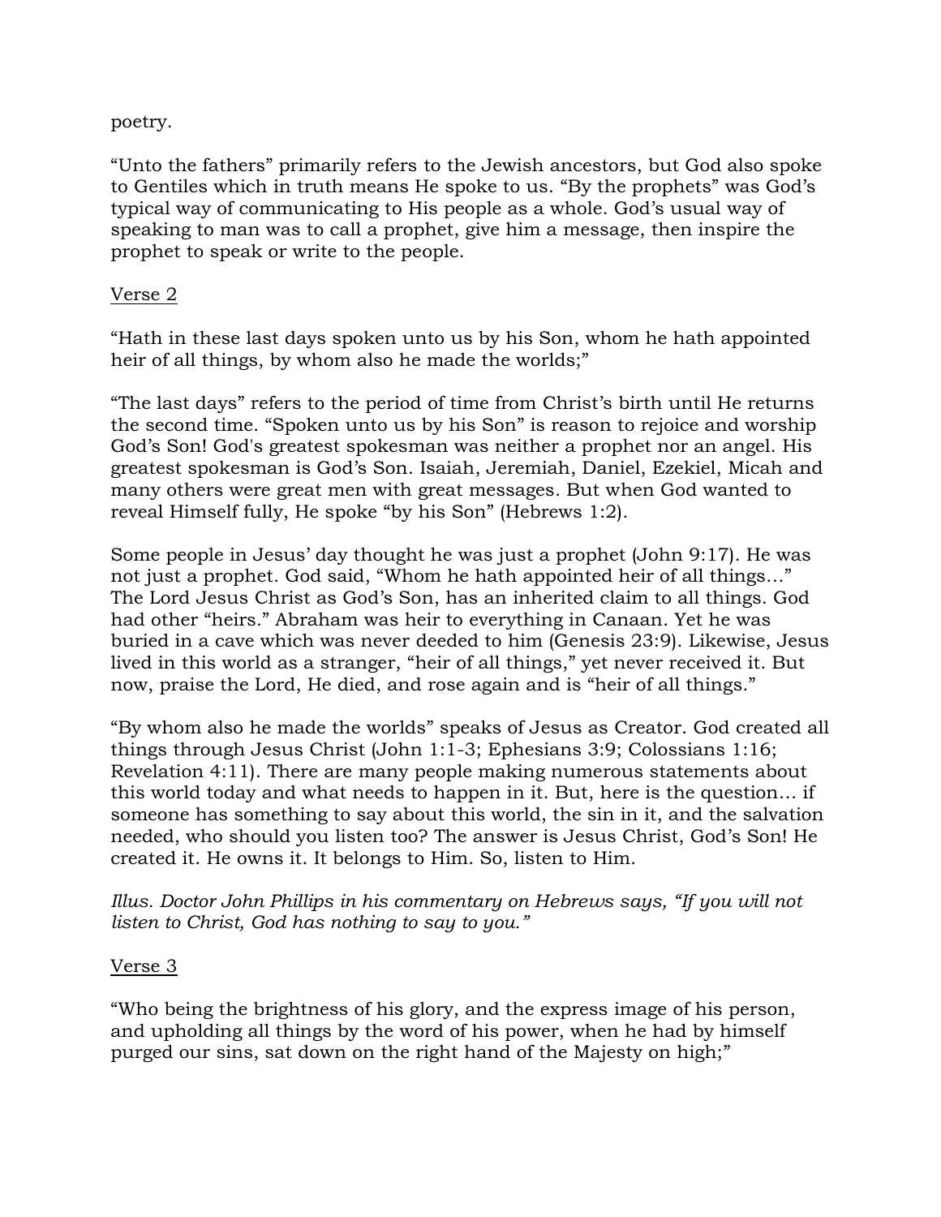poetry.

"Unto the fathers" primarily refers to the Jewish ancestors, but God also spoke to Gentiles which in truth means He spoke to us. "By the prophets" was God's typical way of communicating to His people as a whole. God's usual way of speaking to man was to call a prophet, give him a message, then inspire the prophet to speak or write to the people.

Verse 2

"Hath in these last days spoken unto us by his Son, whom he hath appointed heir of all things, by whom also he made the worlds;"

"The last days" refers to the period of time from Christ's birth until He returns the second time. "Spoken unto us by his Son" is reason to rejoice and worship God's Son! God's greatest spokesman was neither a prophet nor an angel. His greatest spokesman is God's Son. Isaiah, Jeremiah, Daniel, Ezekiel, Micah and many others were great men with great messages. But when God wanted to reveal Himself fully, He spoke "by his Son" (Hebrews 1:2).

Some people in Jesus' day thought he was just a prophet (John 9:17). He was not just a prophet. God said, "Whom he hath appointed heir of all things…" The Lord Jesus Christ as God's Son, has an inherited claim to all things. God had other "heirs." Abraham was heir to everything in Canaan. Yet he was buried in a cave which was never deeded to him (Genesis 23:9). Likewise, Jesus lived in this world as a stranger, "heir of all things," yet never received it. But now, praise the Lord, He died, and rose again and is "heir of all things."

"By whom also he made the worlds" speaks of Jesus as Creator. God created all things through Jesus Christ (John 1:1-3; Ephesians 3:9; Colossians 1:16; Revelation 4:11). There are many people making numerous statements about this world today and what needs to happen in it. But, here is the question… if someone has something to say about this world, the sin in it, and the salvation needed, who should you listen too? The answer is Jesus Christ, God's Son! He created it. He owns it. It belongs to Him. So, listen to Him.

*Illus. Doctor John Phillips in his commentary on Hebrews says, "If you will not listen to Christ, God has nothing to say to you."*

Verse 3

"Who being the brightness of his glory, and the express image of his person, and upholding all things by the word of his power, when he had by himself purged our sins, sat down on the right hand of the Majesty on high;"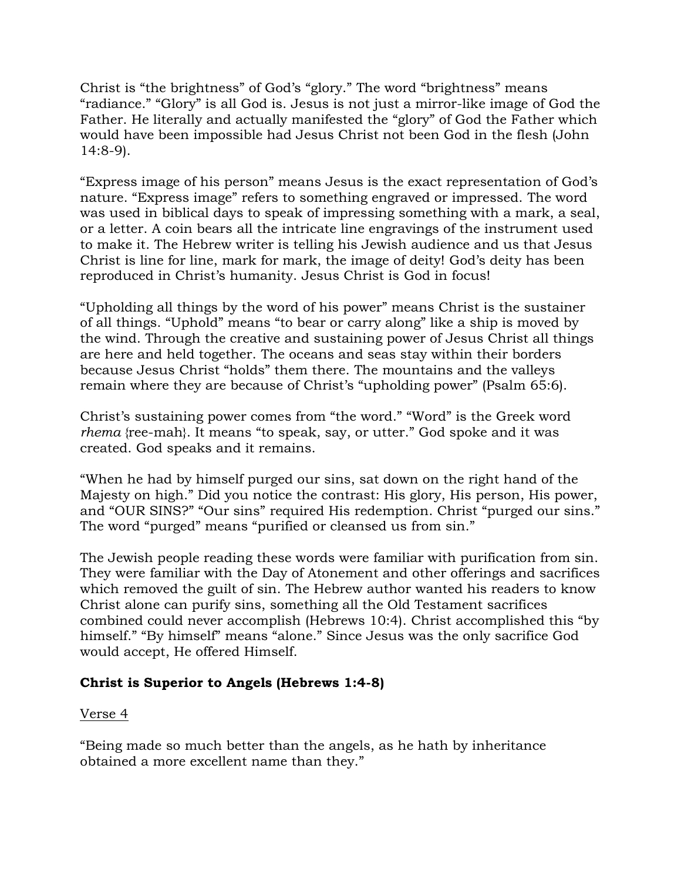Christ is "the brightness" of God's "glory." The word "brightness" means "radiance." "Glory" is all God is. Jesus is not just a mirror-like image of God the Father. He literally and actually manifested the "glory" of God the Father which would have been impossible had Jesus Christ not been God in the flesh (John 14:8-9).

"Express image of his person" means Jesus is the exact representation of God's nature. "Express image" refers to something engraved or impressed. The word was used in biblical days to speak of impressing something with a mark, a seal, or a letter. A coin bears all the intricate line engravings of the instrument used to make it. The Hebrew writer is telling his Jewish audience and us that Jesus Christ is line for line, mark for mark, the image of deity! God's deity has been reproduced in Christ's humanity. Jesus Christ is God in focus!

"Upholding all things by the word of his power" means Christ is the sustainer of all things. "Uphold" means "to bear or carry along" like a ship is moved by the wind. Through the creative and sustaining power of Jesus Christ all things are here and held together. The oceans and seas stay within their borders because Jesus Christ "holds" them there. The mountains and the valleys remain where they are because of Christ's "upholding power" (Psalm 65:6).

Christ's sustaining power comes from "the word." "Word" is the Greek word *rhema* {ree-mah}. It means "to speak, say, or utter." God spoke and it was created. God speaks and it remains.

"When he had by himself purged our sins, sat down on the right hand of the Majesty on high." Did you notice the contrast: His glory, His person, His power, and "OUR SINS?" "Our sins" required His redemption. Christ "purged our sins." The word "purged" means "purified or cleansed us from sin."

The Jewish people reading these words were familiar with purification from sin. They were familiar with the Day of Atonement and other offerings and sacrifices which removed the guilt of sin. The Hebrew author wanted his readers to know Christ alone can purify sins, something all the Old Testament sacrifices combined could never accomplish (Hebrews 10:4). Christ accomplished this "by himself." "By himself" means "alone." Since Jesus was the only sacrifice God would accept, He offered Himself.

## Christ is Superior to Angels (Hebrews 1:4-8)

<u>Verse 4</u>

"Being made so much better than the angels, as he hath by inheritance obtained a more excellent name than they."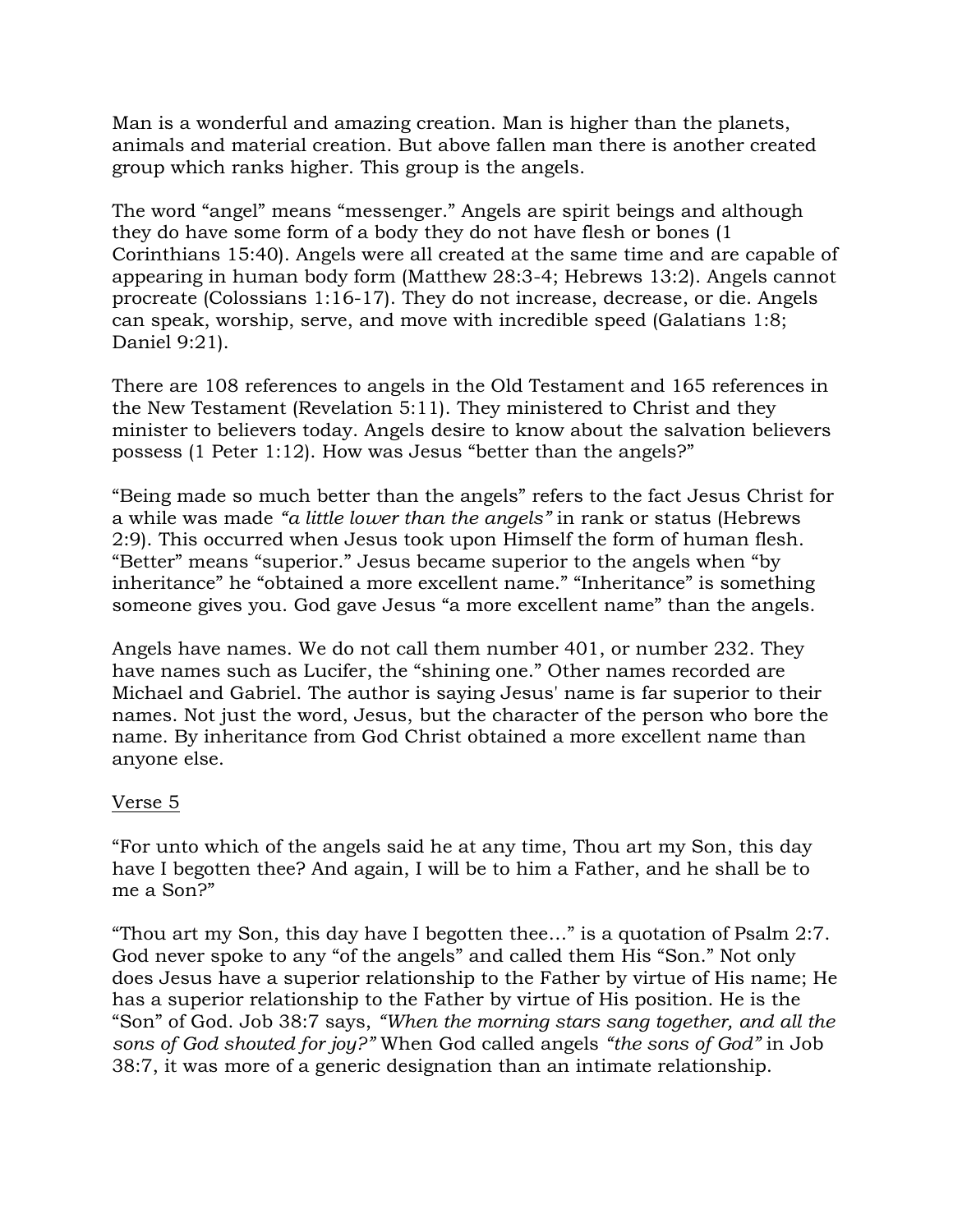Man is a wonderful and amazing creation. Man is higher than the planets, animals and material creation. But above fallen man there is another created group which ranks higher. This group is the angels.

The word "angel" means "messenger." Angels are spirit beings and although they do have some form of a body they do not have flesh or bones (1 Corinthians 15:40). Angels were all created at the same time and are capable of appearing in human body form (Matthew 28:3-4; Hebrews 13:2). Angels cannot procreate (Colossians 1:16-17). They do not increase, decrease, or die. Angels can speak, worship, serve, and move with incredible speed (Galatians 1:8; Daniel 9:21).

There are 108 references to angels in the Old Testament and 165 references in the New Testament (Revelation 5:11). They ministered to Christ and they minister to believers today. Angels desire to know about the salvation believers possess (1 Peter 1:12). How was Jesus "better than the angels?"

"Being made so much better than the angels" refers to the fact Jesus Christ for a while was made *"a little lower than the angels"* in rank or status (Hebrews 2:9). This occurred when Jesus took upon Himself the form of human flesh. "Better" means "superior." Jesus became superior to the angels when "by inheritance" he "obtained a more excellent name." "Inheritance" is something someone gives you. God gave Jesus "a more excellent name" than the angels.

Angels have names. We do not call them number 401, or number 232. They have names such as Lucifer, the "shining one." Other names recorded are Michael and Gabriel. The author is saying Jesus' name is far superior to their names. Not just the word, Jesus, but the character of the person who bore the name. By inheritance from God Christ obtained a more excellent name than anyone else.

<u>Verse 5</u>

"For unto which of the angels said he at any time, Thou art my Son, this day have I begotten thee? And again, I will be to him a Father, and he shall be to me a Son?"

"Thou art my Son, this day have I begotten thee…" is a quotation of Psalm 2:7. God never spoke to any "of the angels" and called them His "Son." Not only does Jesus have a superior relationship to the Father by virtue of His name; He has a superior relationship to the Father by virtue of His position. He is the "Son" of God. Job 38:7 says, *"When the morning stars sang together, and all the sons of God shouted for joy?"* When God called angels *"the sons of God"* in Job 38:7, it was more of a generic designation than an intimate relationship.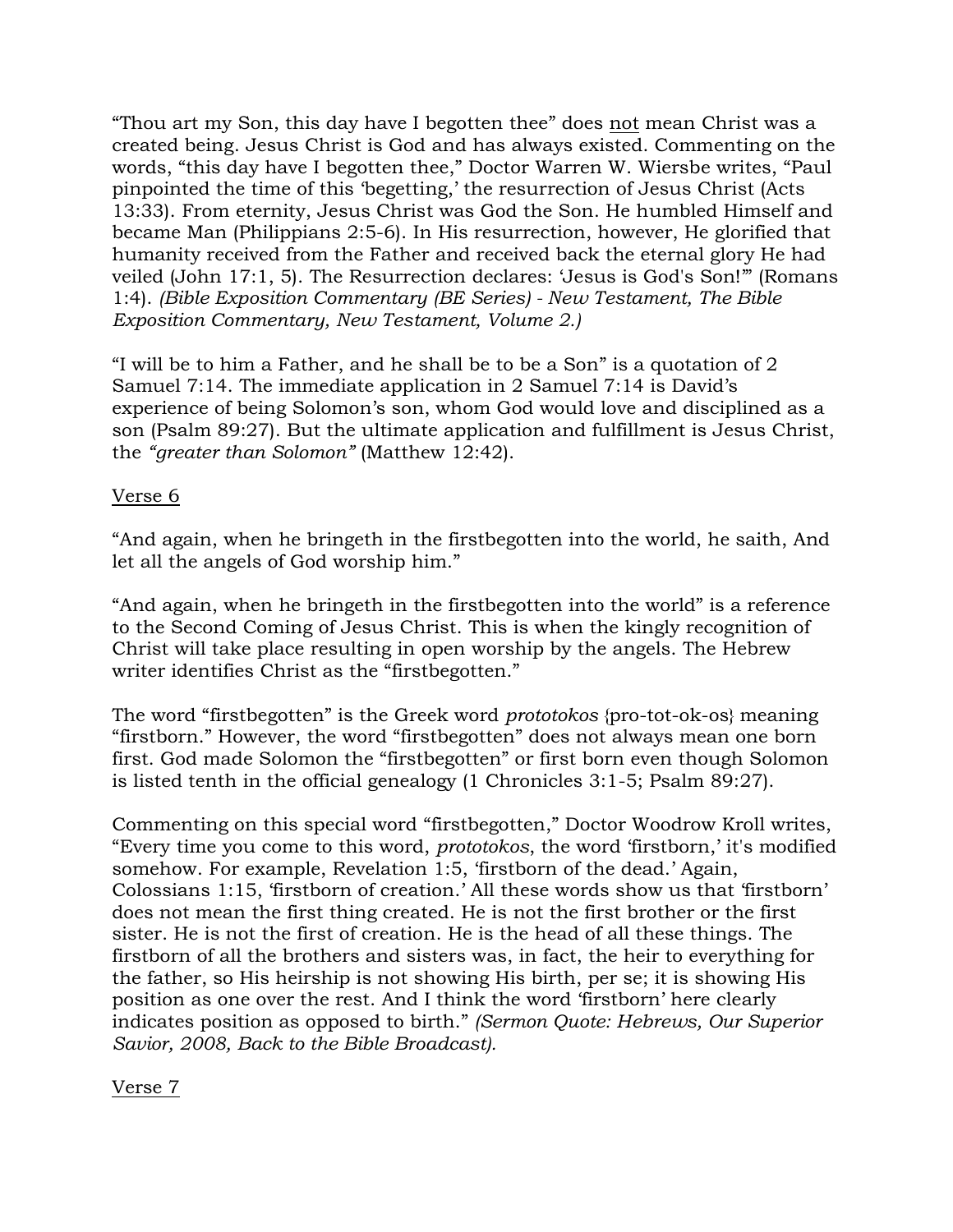"Thou art my Son, this day have I begotten thee" does not mean Christ was a created being. Jesus Christ is God and has always existed. Commenting on the words, "this day have I begotten thee," Doctor Warren W. Wiersbe writes, "Paul pinpointed the time of this 'begetting,' the resurrection of Jesus Christ (Acts 13:33). From eternity, Jesus Christ was God the Son. He humbled Himself and became Man (Philippians 2:5-6). In His resurrection, however, He glorified that humanity received from the Father and received back the eternal glory He had veiled (John 17:1, 5). The Resurrection declares: 'Jesus is God's Son!'" (Romans 1:4). *(Bible Exposition Commentary (BE Series) - New Testament, The Bible Exposition Commentary, New Testament, Volume 2.)*

"I will be to him a Father, and he shall be to be a Son" is a quotation of 2 Samuel 7:14. The immediate application in 2 Samuel 7:14 is David's experience of being Solomon's son, whom God would love and disciplined as a son (Psalm 89:27). But the ultimate application and fulfillment is Jesus Christ, the *"greater than Solomon"* (Matthew 12:42).

Verse 6

"And again, when he bringeth in the firstbegotten into the world, he saith, And let all the angels of God worship him."

"And again, when he bringeth in the firstbegotten into the world" is a reference to the Second Coming of Jesus Christ. This is when the kingly recognition of Christ will take place resulting in open worship by the angels. The Hebrew writer identifies Christ as the "firstbegotten."

The word "firstbegotten" is the Greek word *prototokos* {pro-tot-ok-os} meaning "firstborn." However, the word "firstbegotten" does not always mean one born first. God made Solomon the "firstbegotten" or first born even though Solomon is listed tenth in the official genealogy (1 Chronicles 3:1-5; Psalm 89:27).

Commenting on this special word "firstbegotten," Doctor Woodrow Kroll writes, "Every time you come to this word, *prototokos*, the word 'firstborn,' it's modified somehow. For example, Revelation 1:5, 'firstborn of the dead.' Again, Colossians 1:15, 'firstborn of creation.' All these words show us that 'firstborn' does not mean the first thing created. He is not the first brother or the first sister. He is not the first of creation. He is the head of all these things. The firstborn of all the brothers and sisters was, in fact, the heir to everything for the father, so His heirship is not showing His birth, per se; it is showing His position as one over the rest. And I think the word 'firstborn' here clearly indicates position as opposed to birth." *(Sermon Quote: Hebrews, Our Superior Savior, 2008, Back to the Bible Broadcast).*

Verse 7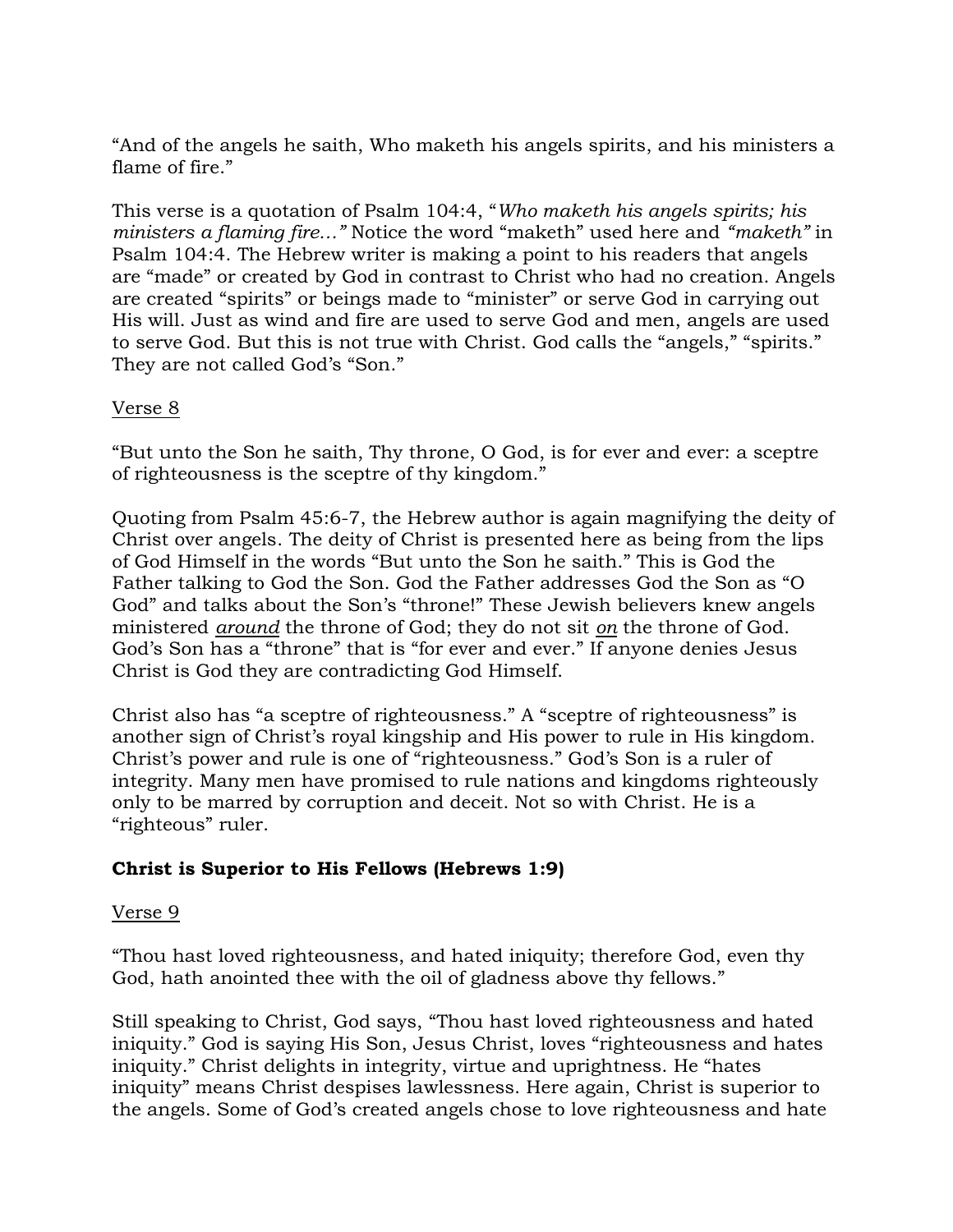“And of the angels he saith, Who maketh his angels spirits, and his ministers a flame of fire.”

This verse is a quotation of Psalm 104:4, “*Who maketh his angels spirits; his ministers a flaming fire…”* Notice the word “maketh” used here and *“maketh”* in Psalm 104:4. The Hebrew writer is making a point to his readers that angels are “made” or created by God in contrast to Christ who had no creation. Angels are created “spirits” or beings made to “minister” or serve God in carrying out His will. Just as wind and fire are used to serve God and men, angels are used to serve God. But this is not true with Christ. God calls the “angels,” “spirits.” They are not called God’s “Son.”

<u>Verse 8</u>

“But unto the Son he saith, Thy throne, O God, is for ever and ever: a sceptre of righteousness is the sceptre of thy kingdom.”

Quoting from Psalm 45:6-7, the Hebrew author is again magnifying the deity of Christ over angels. The deity of Christ is presented here as being from the lips of God Himself in the words “But unto the Son he saith.” This is God the Father talking to God the Son. God the Father addresses God the Son as “O God” and talks about the Son’s “throne!” These Jewish believers knew angels ministered <u>*around*</u> the throne of God; they do not sit <u>*on*</u> the throne of God. God’s Son has a “throne” that is “for ever and ever.” If anyone denies Jesus Christ is God they are contradicting God Himself.

Christ also has “a sceptre of righteousness.” A “sceptre of righteousness” is another sign of Christ’s royal kingship and His power to rule in His kingdom. Christ’s power and rule is one of “righteousness.” God’s Son is a ruler of integrity. Many men have promised to rule nations and kingdoms righteously only to be marred by corruption and deceit. Not so with Christ. He is a “righteous” ruler.

**Christ is Superior to His Fellows (Hebrews 1:9)**

<u>Verse 9</u>

“Thou hast loved righteousness, and hated iniquity; therefore God, even thy God, hath anointed thee with the oil of gladness above thy fellows.”

Still speaking to Christ, God says, “Thou hast loved righteousness and hated iniquity.” God is saying His Son, Jesus Christ, loves “righteousness and hates iniquity.” Christ delights in integrity, virtue and uprightness. He “hates iniquity” means Christ despises lawlessness. Here again, Christ is superior to the angels. Some of God’s created angels chose to love righteousness and hate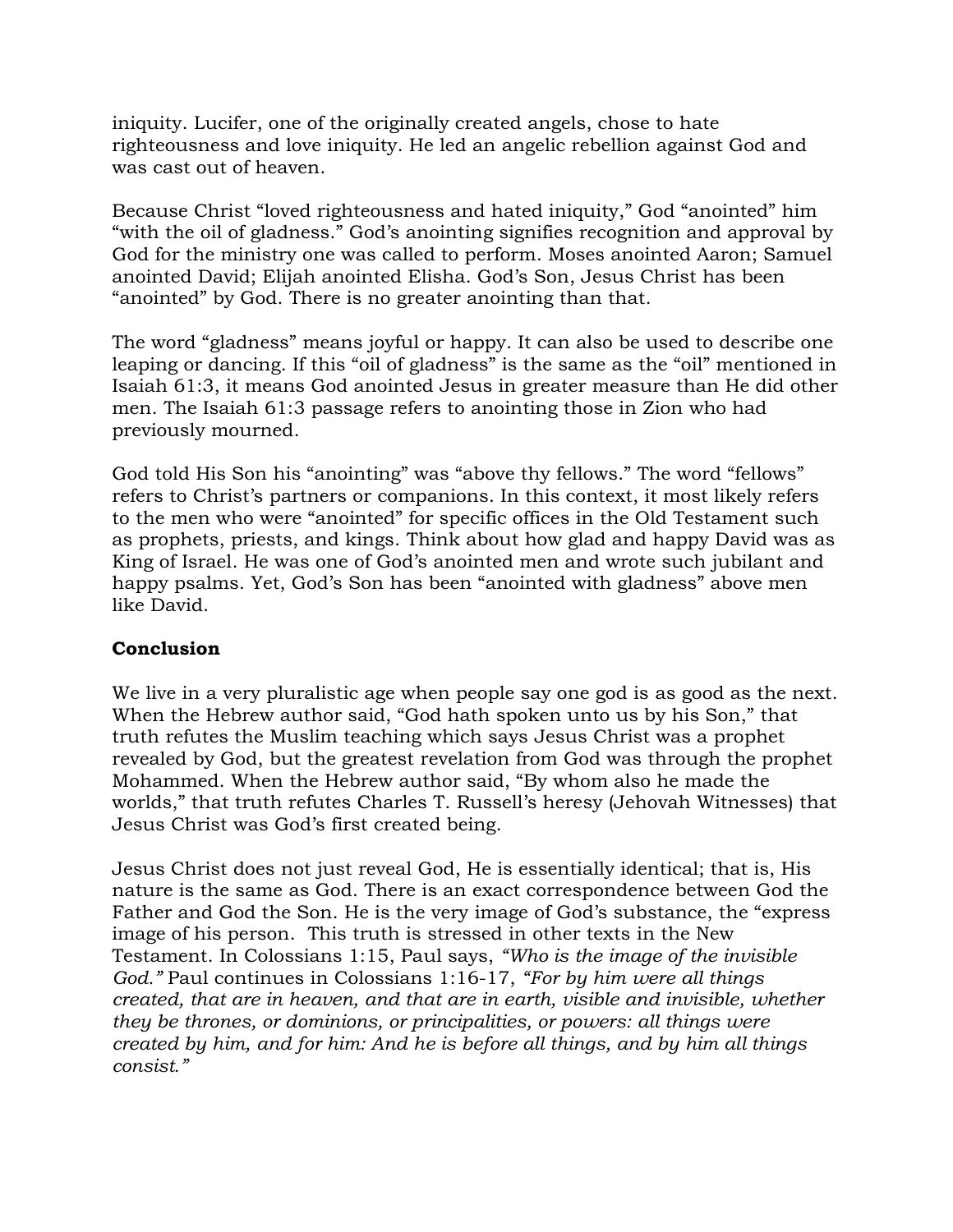iniquity. Lucifer, one of the originally created angels, chose to hate righteousness and love iniquity. He led an angelic rebellion against God and was cast out of heaven.

Because Christ "loved righteousness and hated iniquity," God "anointed" him "with the oil of gladness." God's anointing signifies recognition and approval by God for the ministry one was called to perform. Moses anointed Aaron; Samuel anointed David; Elijah anointed Elisha. God's Son, Jesus Christ has been "anointed" by God. There is no greater anointing than that.

The word "gladness" means joyful or happy. It can also be used to describe one leaping or dancing. If this "oil of gladness" is the same as the "oil" mentioned in Isaiah 61:3, it means God anointed Jesus in greater measure than He did other men. The Isaiah 61:3 passage refers to anointing those in Zion who had previously mourned.

God told His Son his "anointing" was "above thy fellows." The word "fellows" refers to Christ's partners or companions. In this context, it most likely refers to the men who were "anointed" for specific offices in the Old Testament such as prophets, priests, and kings. Think about how glad and happy David was as King of Israel. He was one of God's anointed men and wrote such jubilant and happy psalms. Yet, God's Son has been "anointed with gladness" above men like David.

**Conclusion**

We live in a very pluralistic age when people say one god is as good as the next. When the Hebrew author said, "God hath spoken unto us by his Son," that truth refutes the Muslim teaching which says Jesus Christ was a prophet revealed by God, but the greatest revelation from God was through the prophet Mohammed. When the Hebrew author said, "By whom also he made the worlds," that truth refutes Charles T. Russell's heresy (Jehovah Witnesses) that Jesus Christ was God's first created being.

Jesus Christ does not just reveal God, He is essentially identical; that is, His nature is the same as God. There is an exact correspondence between God the Father and God the Son. He is the very image of God's substance, the "express image of his person. This truth is stressed in other texts in the New Testament. In Colossians 1:15, Paul says, *"Who is the image of the invisible God."* Paul continues in Colossians 1:16-17, *"For by him were all things created, that are in heaven, and that are in earth, visible and invisible, whether they be thrones, or dominions, or principalities, or powers: all things were created by him, and for him: And he is before all things, and by him all things consist."*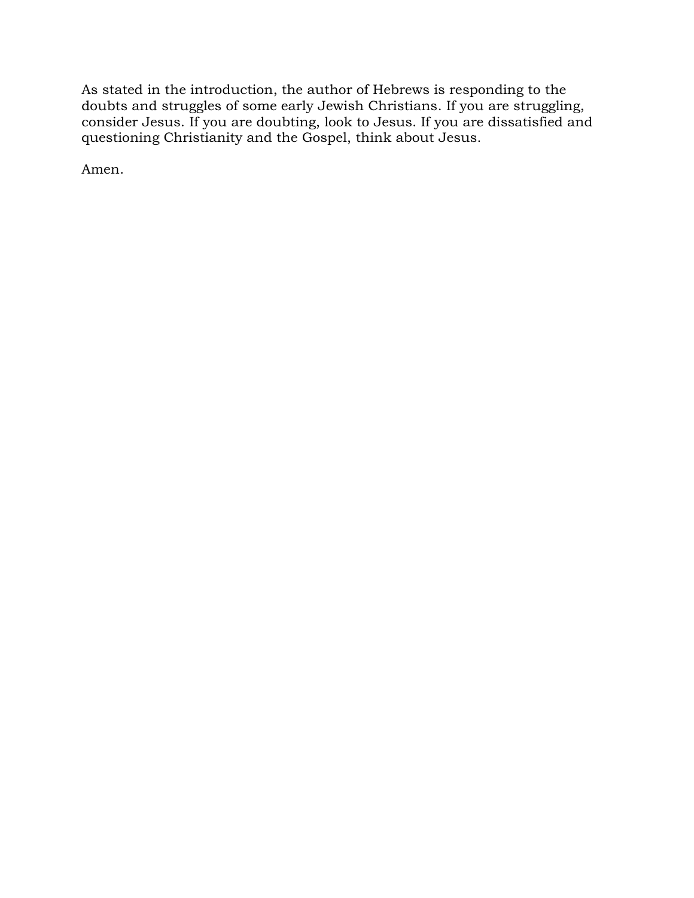As stated in the introduction, the author of Hebrews is responding to the doubts and struggles of some early Jewish Christians. If you are struggling, consider Jesus. If you are doubting, look to Jesus. If you are dissatisfied and questioning Christianity and the Gospel, think about Jesus.

Amen.